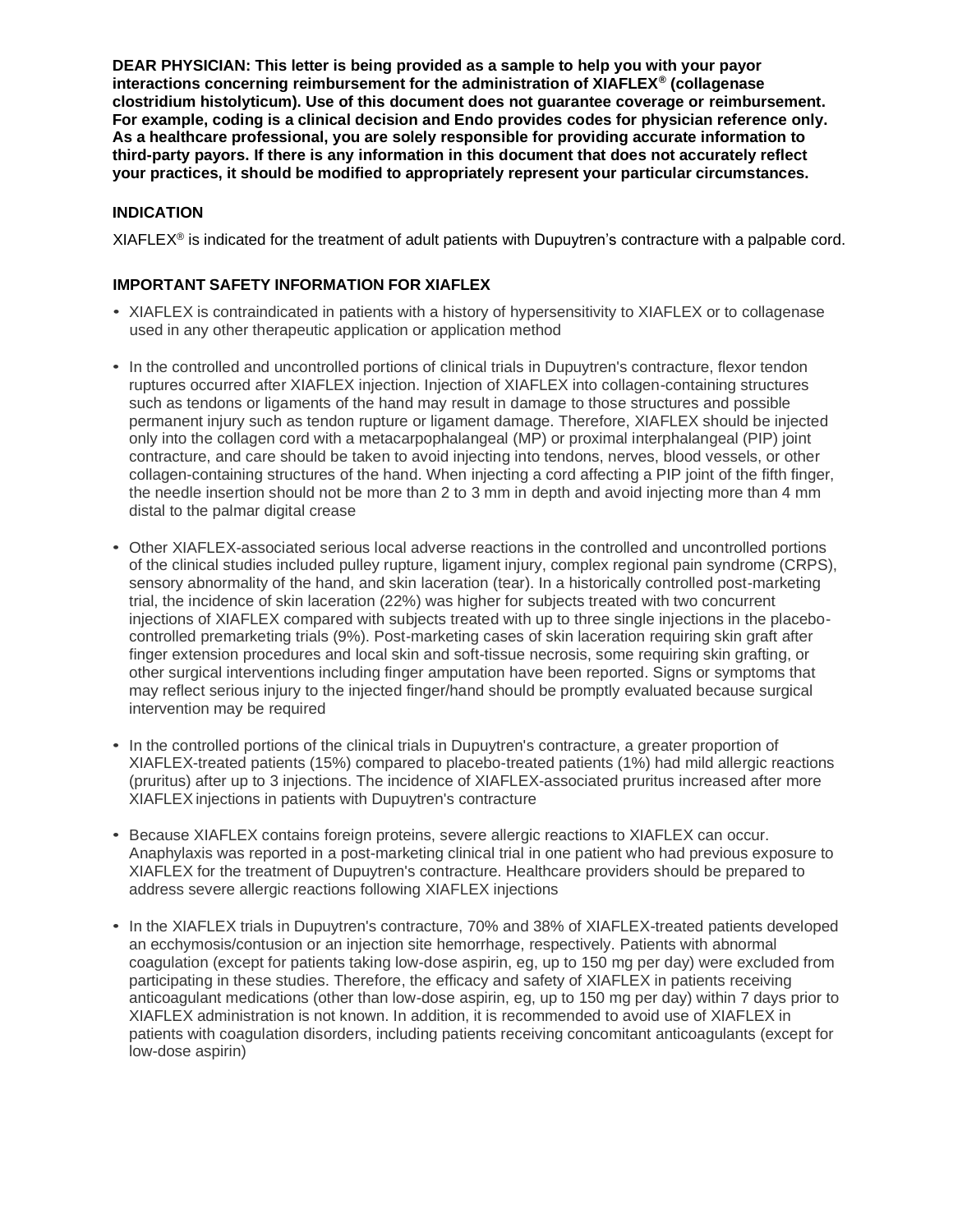**DEAR PHYSICIAN: This letter is being provided as a sample to help you with your payor interactions concerning reimbursement for the administration of XIAFLEX® (collagenase clostridium histolyticum). Use of this document does not guarantee coverage or reimbursement. For example, coding is a clinical decision and Endo provides codes for physician reference only. As a healthcare professional, you are solely responsible for providing accurate information to third-party payors. If there is any information in this document that does not accurately reflect your practices, it should be modified to appropriately represent your particular circumstances.**

## INDICATION

XIAFLEX® is indicated for the treatment of adult patients with Dupuytren's contracture with a palpable cord.

## IMPORTANT SAFETY INFORMATION FOR XIAFLEX

- XIAFLEX is contraindicated in patients with a history of hypersensitivity to XIAFLEX or to collagenase used in any other therapeutic application or application method
- In the controlled and uncontrolled portions of clinical trials in Dupuytren's contracture, flexor tendon ruptures occurred after XIAFLEX injection. Injection of XIAFLEX into collagen-containing structures such as tendons or ligaments of the hand may result in damage to those structures and possible permanent injury such as tendon rupture or ligament damage. Therefore, XIAFLEX should be injected only into the collagen cord with a metacarpophalangeal (MP) or proximal interphalangeal (PIP) joint contracture, and care should be taken to avoid injecting into tendons, nerves, blood vessels, or other collagen-containing structures of the hand. When injecting a cord affecting a PIP joint of the fifth finger, the needle insertion should not be more than 2 to 3 mm in depth and avoid injecting more than 4 mm distal to the palmar digital crease
- Other XIAFLEX-associated serious local adverse reactions in the controlled and uncontrolled portions of the clinical studies included pulley rupture, ligament injury, complex regional pain syndrome (CRPS), sensory abnormality of the hand, and skin laceration (tear). In a historically controlled post-marketing trial, the incidence of skin laceration (22%) was higher for subjects treated with two concurrent injections of XIAFLEX compared with subjects treated with up to three single injections in the placebo-controlled premarketing trials (9%). Post-marketing cases of skin laceration requiring skin graft after finger extension procedures and local skin and soft-tissue necrosis, some requiring skin grafting, or other surgical interventions including finger amputation have been reported. Signs or symptoms that may reflect serious injury to the injected finger/hand should be promptly evaluated because surgical intervention may be required
- In the controlled portions of the clinical trials in Dupuytren's contracture, a greater proportion of XIAFLEX-treated patients (15%) compared to placebo-treated patients (1%) had mild allergic reactions (pruritus) after up to 3 injections. The incidence of XIAFLEX-associated pruritus increased after more XIAFLEX injections in patients with Dupuytren's contracture
- Because XIAFLEX contains foreign proteins, severe allergic reactions to XIAFLEX can occur. Anaphylaxis was reported in a post-marketing clinical trial in one patient who had previous exposure to XIAFLEX for the treatment of Dupuytren's contracture. Healthcare providers should be prepared to address severe allergic reactions following XIAFLEX injections
- In the XIAFLEX trials in Dupuytren's contracture, 70% and 38% of XIAFLEX-treated patients developed an ecchymosis/contusion or an injection site hemorrhage, respectively. Patients with abnormal coagulation (except for patients taking low-dose aspirin, eg, up to 150 mg per day) were excluded from participating in these studies. Therefore, the efficacy and safety of XIAFLEX in patients receiving anticoagulant medications (other than low-dose aspirin, eg, up to 150 mg per day) within 7 days prior to XIAFLEX administration is not known. In addition, it is recommended to avoid use of XIAFLEX in patients with coagulation disorders, including patients receiving concomitant anticoagulants (except for low-dose aspirin)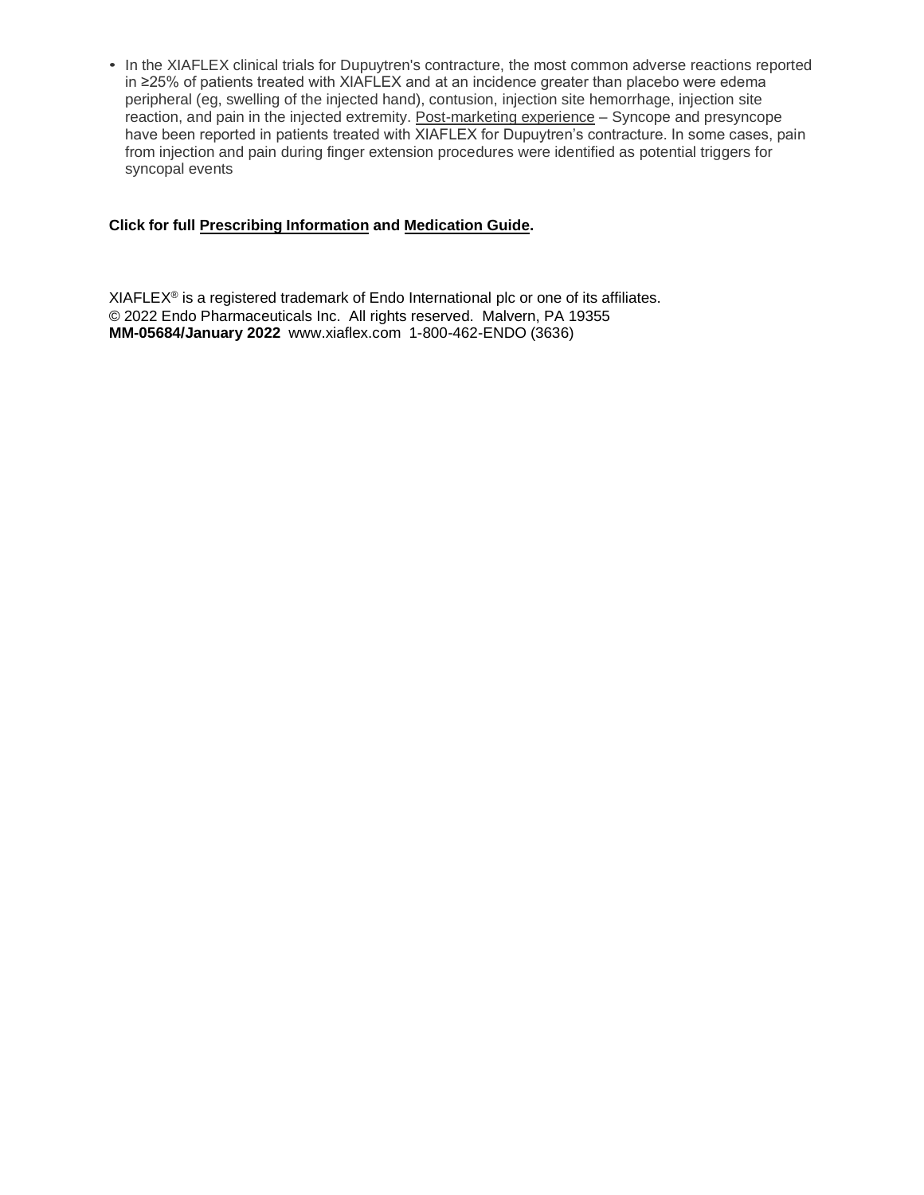- In the XIAFLEX clinical trials for Dupuytren's contracture, the most common adverse reactions reported in ≥25% of patients treated with XIAFLEX and at an incidence greater than placebo were edema peripheral (eg, swelling of the injected hand), contusion, injection site hemorrhage, injection site reaction, and pain in the injected extremity. Post-marketing experience – Syncope and presyncope have been reported in patients treated with XIAFLEX for Dupuytren's contracture. In some cases, pain from injection and pain during finger extension procedures were identified as potential triggers for syncopal events

**Click for full Prescribing Information and Medication Guide.**

XIAFLEX® is a registered trademark of Endo International plc or one of its affiliates.
© 2022 Endo Pharmaceuticals Inc. All rights reserved. Malvern, PA 19355
**MM-05684/January 2022** www.xiaflex.com 1-800-462-ENDO (3636)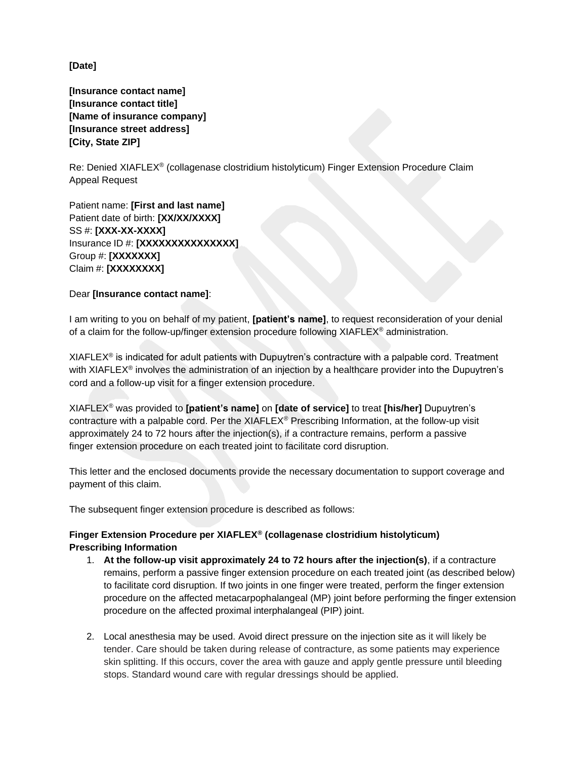**[Date]**

**[Insurance contact name]**
**[Insurance contact title]**
**[Name of insurance company]**
**[Insurance street address]**
**[City, State ZIP]**

Re: Denied XIAFLEX® (collagenase clostridium histolyticum) Finger Extension Procedure Claim Appeal Request

Patient name: **[First and last name]**
Patient date of birth: **[XX/XX/XXXX]**
SS #: **[XXX-XX-XXXX]**
Insurance ID #: **[XXXXXXXXXXXXXXX]**
Group #: **[XXXXXXX]**
Claim #: **[XXXXXXXX]**

Dear **[Insurance contact name]**:

I am writing to you on behalf of my patient, **[patient's name]**, to request reconsideration of your denial of a claim for the follow-up/finger extension procedure following XIAFLEX® administration.

XIAFLEX® is indicated for adult patients with Dupuytren's contracture with a palpable cord. Treatment with XIAFLEX® involves the administration of an injection by a healthcare provider into the Dupuytren's cord and a follow-up visit for a finger extension procedure.

XIAFLEX® was provided to **[patient's name]** on **[date of service]** to treat **[his/her]** Dupuytren's contracture with a palpable cord. Per the XIAFLEX® Prescribing Information, at the follow-up visit approximately 24 to 72 hours after the injection(s), if a contracture remains, perform a passive finger extension procedure on each treated joint to facilitate cord disruption.

This letter and the enclosed documents provide the necessary documentation to support coverage and payment of this claim.

The subsequent finger extension procedure is described as follows:

**Finger Extension Procedure per XIAFLEX® (collagenase clostridium histolyticum) Prescribing Information**

1. **At the follow-up visit approximately 24 to 72 hours after the injection(s)**, if a contracture remains, perform a passive finger extension procedure on each treated joint (as described below) to facilitate cord disruption. If two joints in one finger were treated, perform the finger extension procedure on the affected metacarpophalangeal (MP) joint before performing the finger extension procedure on the affected proximal interphalangeal (PIP) joint.

2. Local anesthesia may be used. Avoid direct pressure on the injection site as it will likely be tender. Care should be taken during release of contracture, as some patients may experience skin splitting. If this occurs, cover the area with gauze and apply gentle pressure until bleeding stops. Standard wound care with regular dressings should be applied.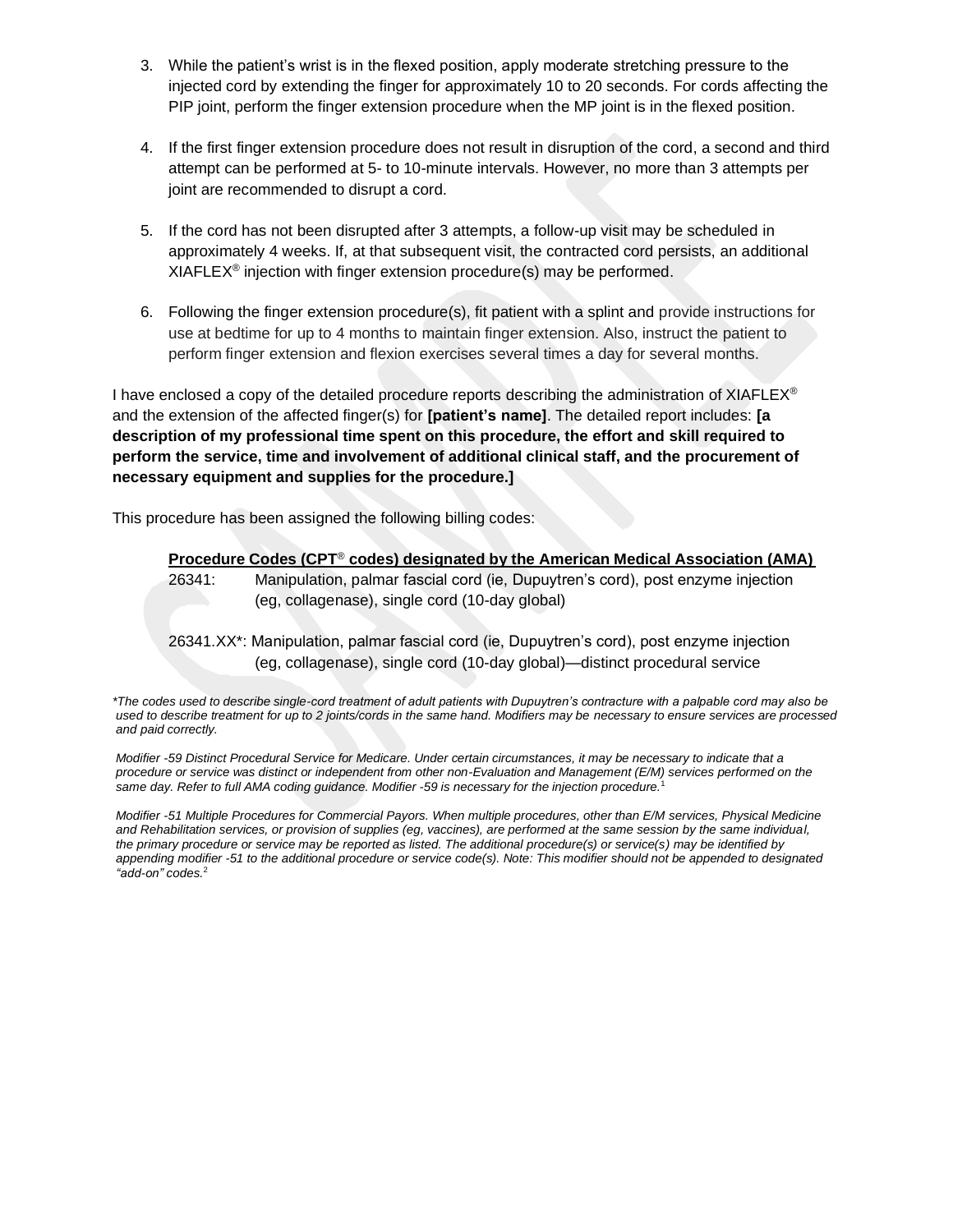3. While the patient's wrist is in the flexed position, apply moderate stretching pressure to the injected cord by extending the finger for approximately 10 to 20 seconds. For cords affecting the PIP joint, perform the finger extension procedure when the MP joint is in the flexed position.

4. If the first finger extension procedure does not result in disruption of the cord, a second and third attempt can be performed at 5- to 10-minute intervals. However, no more than 3 attempts per joint are recommended to disrupt a cord.

5. If the cord has not been disrupted after 3 attempts, a follow-up visit may be scheduled in approximately 4 weeks. If, at that subsequent visit, the contracted cord persists, an additional XIAFLEX® injection with finger extension procedure(s) may be performed.

6. Following the finger extension procedure(s), fit patient with a splint and provide instructions for use at bedtime for up to 4 months to maintain finger extension. Also, instruct the patient to perform finger extension and flexion exercises several times a day for several months.

I have enclosed a copy of the detailed procedure reports describing the administration of XIAFLEX® and the extension of the affected finger(s) for **[patient's name]**. The detailed report includes: **[a description of my professional time spent on this procedure, the effort and skill required to perform the service, time and involvement of additional clinical staff, and the procurement of necessary equipment and supplies for the procedure.]**

This procedure has been assigned the following billing codes:

**Procedure Codes (CPT® codes) designated by the American Medical Association (AMA)**

26341: Manipulation, palmar fascial cord (ie, Dupuytren's cord), post enzyme injection (eg, collagenase), single cord (10-day global)

26341.XX*: Manipulation, palmar fascial cord (ie, Dupuytren's cord), post enzyme injection (eg, collagenase), single cord (10-day global)—distinct procedural service

*\*The codes used to describe single-cord treatment of adult patients with Dupuytren's contracture with a palpable cord may also be used to describe treatment for up to 2 joints/cords in the same hand. Modifiers may be necessary to ensure services are processed and paid correctly.*

*Modifier -59 Distinct Procedural Service for Medicare. Under certain circumstances, it may be necessary to indicate that a procedure or service was distinct or independent from other non-Evaluation and Management (E/M) services performed on the same day. Refer to full AMA coding guidance. Modifier -59 is necessary for the injection procedure.*[1]

*Modifier -51 Multiple Procedures for Commercial Payors. When multiple procedures, other than E/M services, Physical Medicine and Rehabilitation services, or provision of supplies (eg, vaccines), are performed at the same session by the same individual, the primary procedure or service may be reported as listed. The additional procedure(s) or service(s) may be identified by appending modifier -51 to the additional procedure or service code(s). Note: This modifier should not be appended to designated "add-on" codes.*[2]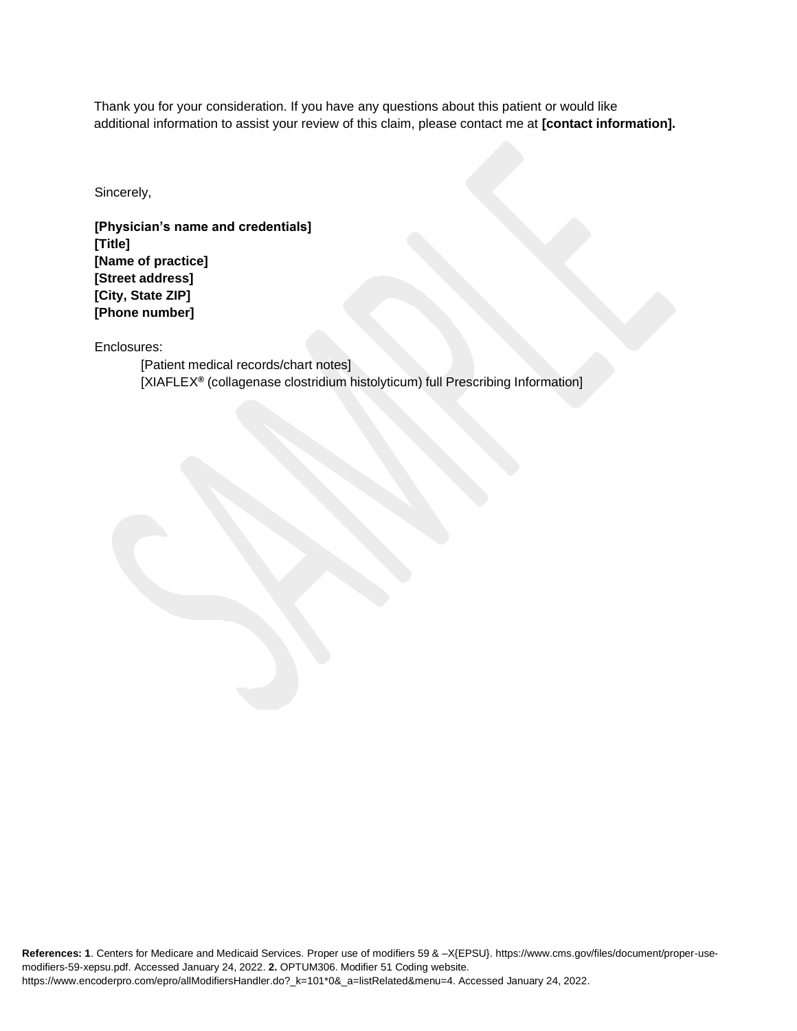Thank you for your consideration. If you have any questions about this patient or would like additional information to assist your review of this claim, please contact me at **[contact information].**

Sincerely,

**[Physician's name and credentials]**
**[Title]**
**[Name of practice]**
**[Street address]**
**[City, State ZIP]**
**[Phone number]**

Enclosures:

[Patient medical records/chart notes]
[XIAFLEX® (collagenase clostridium histolyticum) full Prescribing Information]

**References: 1**. Centers for Medicare and Medicaid Services. Proper use of modifiers 59 & –X{EPSU}. https://www.cms.gov/files/document/proper-use-modifiers-59-xepsu.pdf. Accessed January 24, 2022. **2.** OPTUM306. Modifier 51 Coding website. https://www.encoderpro.com/epro/allModifiersHandler.do?_k=101*0&_a=listRelated&menu=4. Accessed January 24, 2022.